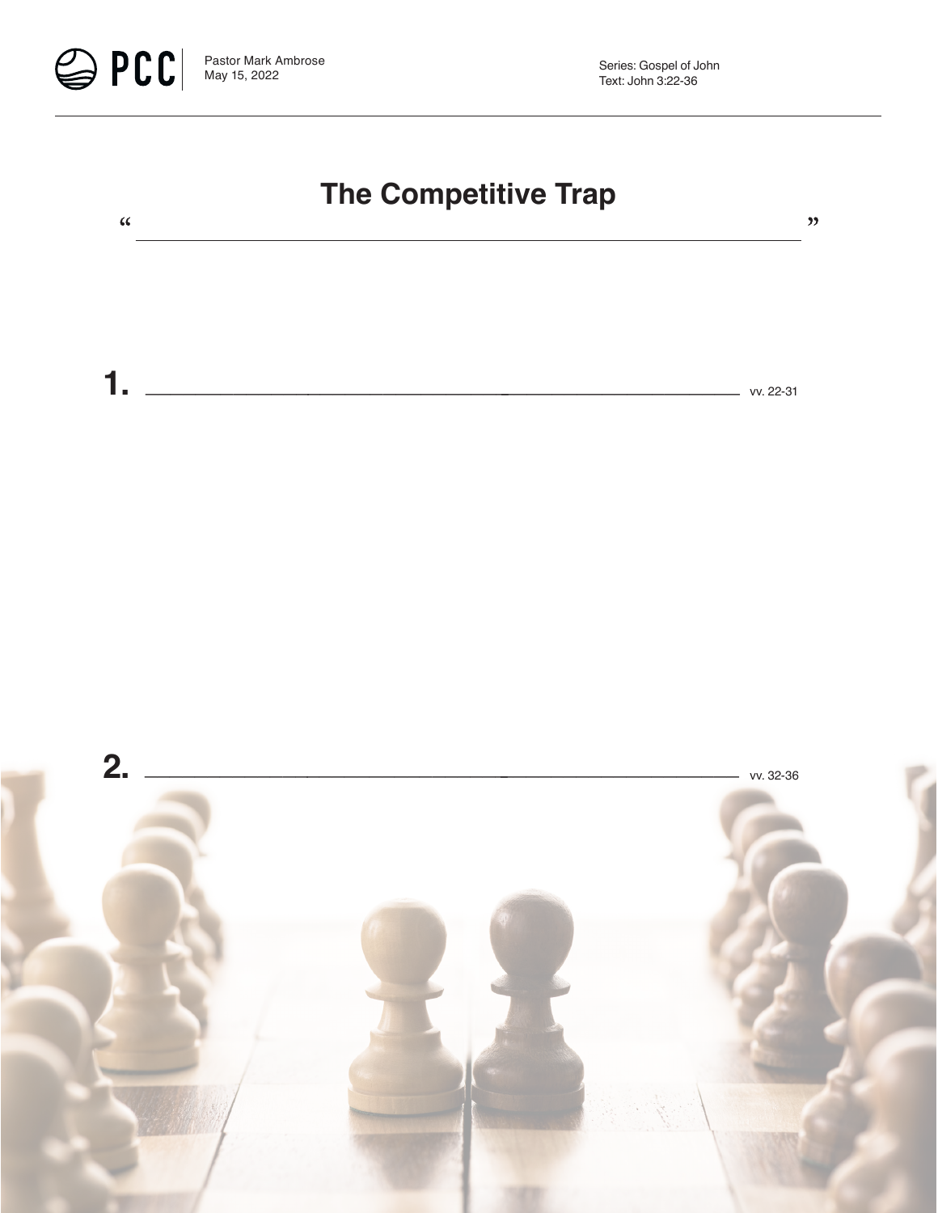PCC

Pastor Mark Ambrose
May 15, 2022

Series: Gospel of John
Text: John 3:22-36

# The Competitive Trap

“ ______________________________________________ ”

**1.** ______________________________________________ vv. 22-31

**2.** ______________________________________________ vv. 32-36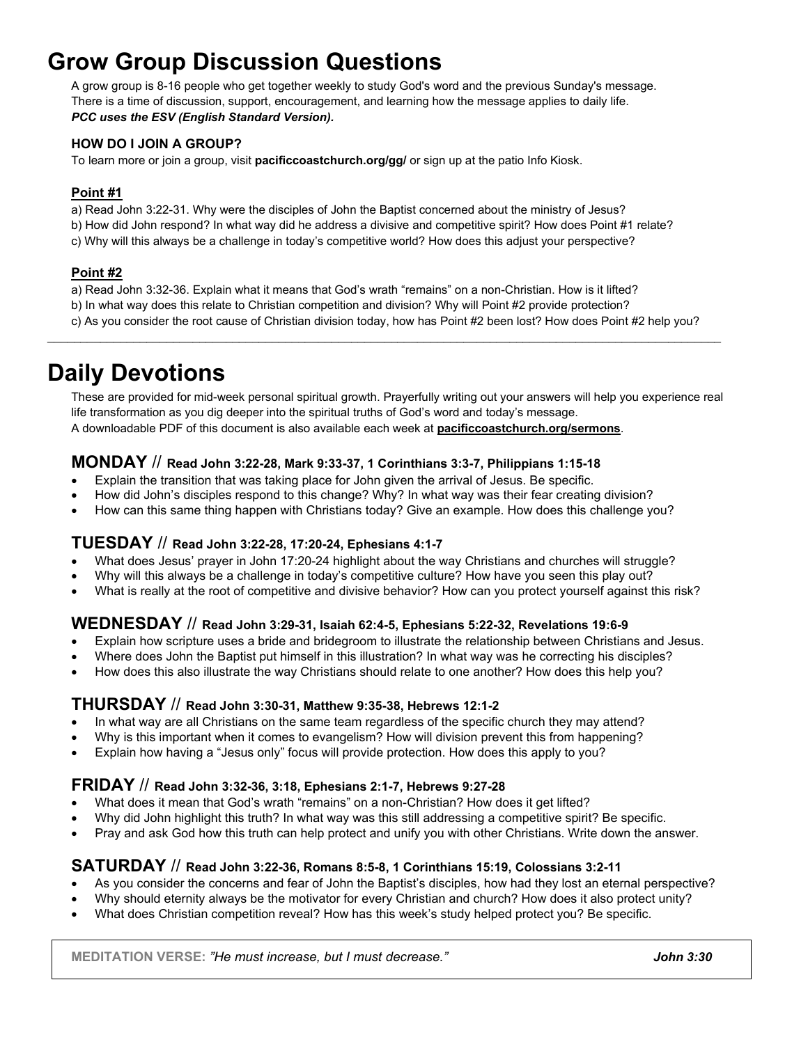# Grow Group Discussion Questions

A grow group is 8-16 people who get together weekly to study God's word and the previous Sunday's message. There is a time of discussion, support, encouragement, and learning how the message applies to daily life.
***PCC uses the ESV (English Standard Version).***

**HOW DO I JOIN A GROUP?**

To learn more or join a group, visit **pacificcoastchurch.org/gg/** or sign up at the patio Info Kiosk.

### Point #1

a) Read John 3:22-31. Why were the disciples of John the Baptist concerned about the ministry of Jesus?
b) How did John respond? In what way did he address a divisive and competitive spirit? How does Point #1 relate?
c) Why will this always be a challenge in today's competitive world? How does this adjust your perspective?

### Point #2

a) Read John 3:32-36. Explain what it means that God's wrath "remains" on a non-Christian. How is it lifted?
b) In what way does this relate to Christian competition and division? Why will Point #2 provide protection?
c) As you consider the root cause of Christian division today, how has Point #2 been lost? How does Point #2 help you?

---

# Daily Devotions

These are provided for mid-week personal spiritual growth. Prayerfully writing out your answers will help you experience real life transformation as you dig deeper into the spiritual truths of God's word and today's message.
A downloadable PDF of this document is also available each week at **pacificcoastchurch.org/sermons**.

## MONDAY // Read John 3:22-28, Mark 9:33-37, 1 Corinthians 3:3-7, Philippians 1:15-18

- Explain the transition that was taking place for John given the arrival of Jesus. Be specific.
- How did John's disciples respond to this change? Why? In what way was their fear creating division?
- How can this same thing happen with Christians today? Give an example. How does this challenge you?

## TUESDAY // Read John 3:22-28, 17:20-24, Ephesians 4:1-7

- What does Jesus' prayer in John 17:20-24 highlight about the way Christians and churches will struggle?
- Why will this always be a challenge in today's competitive culture? How have you seen this play out?
- What is really at the root of competitive and divisive behavior? How can you protect yourself against this risk?

## WEDNESDAY // Read John 3:29-31, Isaiah 62:4-5, Ephesians 5:22-32, Revelations 19:6-9

- Explain how scripture uses a bride and bridegroom to illustrate the relationship between Christians and Jesus.
- Where does John the Baptist put himself in this illustration? In what way was he correcting his disciples?
- How does this also illustrate the way Christians should relate to one another? How does this help you?

## THURSDAY // Read John 3:30-31, Matthew 9:35-38, Hebrews 12:1-2

- In what way are all Christians on the same team regardless of the specific church they may attend?
- Why is this important when it comes to evangelism? How will division prevent this from happening?
- Explain how having a "Jesus only" focus will provide protection. How does this apply to you?

## FRIDAY // Read John 3:32-36, 3:18, Ephesians 2:1-7, Hebrews 9:27-28

- What does it mean that God's wrath "remains" on a non-Christian? How does it get lifted?
- Why did John highlight this truth? In what way was this still addressing a competitive spirit? Be specific.
- Pray and ask God how this truth can help protect and unify you with other Christians. Write down the answer.

## SATURDAY // Read John 3:22-36, Romans 8:5-8, 1 Corinthians 15:19, Colossians 3:2-11

- As you consider the concerns and fear of John the Baptist's disciples, how had they lost an eternal perspective?
- Why should eternity always be the motivator for every Christian and church? How does it also protect unity?
- What does Christian competition reveal? How has this week's study helped protect you? Be specific.

**MEDITATION VERSE:** *"He must increase, but I must decrease."* ***John 3:30***